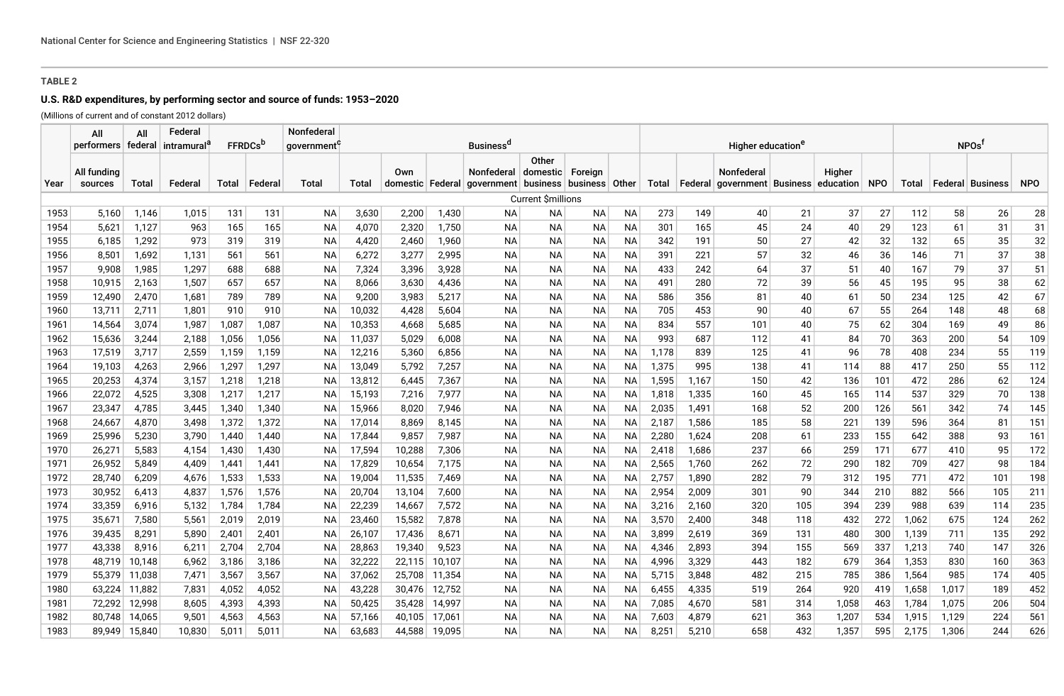**TABLE 2**

**U.S. R&D expenditures, by performing sector and source of funds: 1953–2020**

(Millions of current and of constant 2012 dollars)

| | All performers | All federal | Federal intramural[a] | FFRDCs[b] | | Nonfederal government[c] | Business[d] | | | | | | | Higher education[e] | | | | | | NPOs[f] | | | |
|---|---|---|---|---|---|---|---|---|---|---|---|---|---|---|---|---|---|---|---|---|---|---|---|
| Year | All funding sources | Total | Federal | Total | Federal | Total | Total | Own domestic | Federal | Nonfederal government | Other domestic business | Foreign business | Other | Total | Federal | Nonfederal government | Business | Higher education | NPO | Total | Federal | Business | NPO |
| | | | | | | | | | | | Current $millions | | | | | | | | | | | | |
| 1953 | 5,160 | 1,146 | 1,015 | 131 | 131 | NA | 3,630 | 2,200 | 1,430 | NA | NA | NA | NA | 273 | 149 | 40 | 21 | 37 | 27 | 112 | 58 | 26 | 28 |
| 1954 | 5,621 | 1,127 | 963 | 165 | 165 | NA | 4,070 | 2,320 | 1,750 | NA | NA | NA | NA | 301 | 165 | 45 | 24 | 40 | 29 | 123 | 61 | 31 | 31 |
| 1955 | 6,185 | 1,292 | 973 | 319 | 319 | NA | 4,420 | 2,460 | 1,960 | NA | NA | NA | NA | 342 | 191 | 50 | 27 | 42 | 32 | 132 | 65 | 35 | 32 |
| 1956 | 8,501 | 1,692 | 1,131 | 561 | 561 | NA | 6,272 | 3,277 | 2,995 | NA | NA | NA | NA | 391 | 221 | 57 | 32 | 46 | 36 | 146 | 71 | 37 | 38 |
| 1957 | 9,908 | 1,985 | 1,297 | 688 | 688 | NA | 7,324 | 3,396 | 3,928 | NA | NA | NA | NA | 433 | 242 | 64 | 37 | 51 | 40 | 167 | 79 | 37 | 51 |
| 1958 | 10,915 | 2,163 | 1,507 | 657 | 657 | NA | 8,066 | 3,630 | 4,436 | NA | NA | NA | NA | 491 | 280 | 72 | 39 | 56 | 45 | 195 | 95 | 38 | 62 |
| 1959 | 12,490 | 2,470 | 1,681 | 789 | 789 | NA | 9,200 | 3,983 | 5,217 | NA | NA | NA | NA | 586 | 356 | 81 | 40 | 61 | 50 | 234 | 125 | 42 | 67 |
| 1960 | 13,711 | 2,711 | 1,801 | 910 | 910 | NA | 10,032 | 4,428 | 5,604 | NA | NA | NA | NA | 705 | 453 | 90 | 40 | 67 | 55 | 264 | 148 | 48 | 68 |
| 1961 | 14,564 | 3,074 | 1,987 | 1,087 | 1,087 | NA | 10,353 | 4,668 | 5,685 | NA | NA | NA | NA | 834 | 557 | 101 | 40 | 75 | 62 | 304 | 169 | 49 | 86 |
| 1962 | 15,636 | 3,244 | 2,188 | 1,056 | 1,056 | NA | 11,037 | 5,029 | 6,008 | NA | NA | NA | NA | 993 | 687 | 112 | 41 | 84 | 70 | 363 | 200 | 54 | 109 |
| 1963 | 17,519 | 3,717 | 2,559 | 1,159 | 1,159 | NA | 12,216 | 5,360 | 6,856 | NA | NA | NA | NA | 1,178 | 839 | 125 | 41 | 96 | 78 | 408 | 234 | 55 | 119 |
| 1964 | 19,103 | 4,263 | 2,966 | 1,297 | 1,297 | NA | 13,049 | 5,792 | 7,257 | NA | NA | NA | NA | 1,375 | 995 | 138 | 41 | 114 | 88 | 417 | 250 | 55 | 112 |
| 1965 | 20,253 | 4,374 | 3,157 | 1,218 | 1,218 | NA | 13,812 | 6,445 | 7,367 | NA | NA | NA | NA | 1,595 | 1,167 | 150 | 42 | 136 | 101 | 472 | 286 | 62 | 124 |
| 1966 | 22,072 | 4,525 | 3,308 | 1,217 | 1,217 | NA | 15,193 | 7,216 | 7,977 | NA | NA | NA | NA | 1,818 | 1,335 | 160 | 45 | 165 | 114 | 537 | 329 | 70 | 138 |
| 1967 | 23,347 | 4,785 | 3,445 | 1,340 | 1,340 | NA | 15,966 | 8,020 | 7,946 | NA | NA | NA | NA | 2,035 | 1,491 | 168 | 52 | 200 | 126 | 561 | 342 | 74 | 145 |
| 1968 | 24,667 | 4,870 | 3,498 | 1,372 | 1,372 | NA | 17,014 | 8,869 | 8,145 | NA | NA | NA | NA | 2,187 | 1,586 | 185 | 58 | 221 | 139 | 596 | 364 | 81 | 151 |
| 1969 | 25,996 | 5,230 | 3,790 | 1,440 | 1,440 | NA | 17,844 | 9,857 | 7,987 | NA | NA | NA | NA | 2,280 | 1,624 | 208 | 61 | 233 | 155 | 642 | 388 | 93 | 161 |
| 1970 | 26,271 | 5,583 | 4,154 | 1,430 | 1,430 | NA | 17,594 | 10,288 | 7,306 | NA | NA | NA | NA | 2,418 | 1,686 | 237 | 66 | 259 | 171 | 677 | 410 | 95 | 172 |
| 1971 | 26,952 | 5,849 | 4,409 | 1,441 | 1,441 | NA | 17,829 | 10,654 | 7,175 | NA | NA | NA | NA | 2,565 | 1,760 | 262 | 72 | 290 | 182 | 709 | 427 | 98 | 184 |
| 1972 | 28,740 | 6,209 | 4,676 | 1,533 | 1,533 | NA | 19,004 | 11,535 | 7,469 | NA | NA | NA | NA | 2,757 | 1,890 | 282 | 79 | 312 | 195 | 771 | 472 | 101 | 198 |
| 1973 | 30,952 | 6,413 | 4,837 | 1,576 | 1,576 | NA | 20,704 | 13,104 | 7,600 | NA | NA | NA | NA | 2,954 | 2,009 | 301 | 90 | 344 | 210 | 882 | 566 | 105 | 211 |
| 1974 | 33,359 | 6,916 | 5,132 | 1,784 | 1,784 | NA | 22,239 | 14,667 | 7,572 | NA | NA | NA | NA | 3,216 | 2,160 | 320 | 105 | 394 | 239 | 988 | 639 | 114 | 235 |
| 1975 | 35,671 | 7,580 | 5,561 | 2,019 | 2,019 | NA | 23,460 | 15,582 | 7,878 | NA | NA | NA | NA | 3,570 | 2,400 | 348 | 118 | 432 | 272 | 1,062 | 675 | 124 | 262 |
| 1976 | 39,435 | 8,291 | 5,890 | 2,401 | 2,401 | NA | 26,107 | 17,436 | 8,671 | NA | NA | NA | NA | 3,899 | 2,619 | 369 | 131 | 480 | 300 | 1,139 | 711 | 135 | 292 |
| 1977 | 43,338 | 8,916 | 6,211 | 2,704 | 2,704 | NA | 28,863 | 19,340 | 9,523 | NA | NA | NA | NA | 4,346 | 2,893 | 394 | 155 | 569 | 337 | 1,213 | 740 | 147 | 326 |
| 1978 | 48,719 | 10,148 | 6,962 | 3,186 | 3,186 | NA | 32,222 | 22,115 | 10,107 | NA | NA | NA | NA | 4,996 | 3,329 | 443 | 182 | 679 | 364 | 1,353 | 830 | 160 | 363 |
| 1979 | 55,379 | 11,038 | 7,471 | 3,567 | 3,567 | NA | 37,062 | 25,708 | 11,354 | NA | NA | NA | NA | 5,715 | 3,848 | 482 | 215 | 785 | 386 | 1,564 | 985 | 174 | 405 |
| 1980 | 63,224 | 11,882 | 7,831 | 4,052 | 4,052 | NA | 43,228 | 30,476 | 12,752 | NA | NA | NA | NA | 6,455 | 4,335 | 519 | 264 | 920 | 419 | 1,658 | 1,017 | 189 | 452 |
| 1981 | 72,292 | 12,998 | 8,605 | 4,393 | 4,393 | NA | 50,425 | 35,428 | 14,997 | NA | NA | NA | NA | 7,085 | 4,670 | 581 | 314 | 1,058 | 463 | 1,784 | 1,075 | 206 | 504 |
| 1982 | 80,748 | 14,065 | 9,501 | 4,563 | 4,563 | NA | 57,166 | 40,105 | 17,061 | NA | NA | NA | NA | 7,603 | 4,879 | 621 | 363 | 1,207 | 534 | 1,915 | 1,129 | 224 | 561 |
| 1983 | 89,949 | 15,840 | 10,830 | 5,011 | 5,011 | NA | 63,683 | 44,588 | 19,095 | NA | NA | NA | NA | 8,251 | 5,210 | 658 | 432 | 1,357 | 595 | 2,175 | 1,306 | 244 | 626 |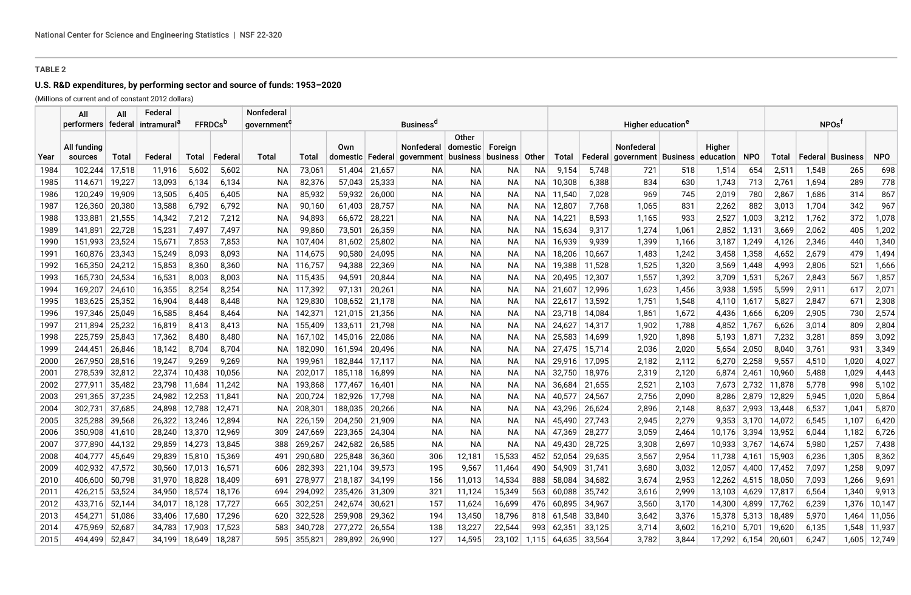**TABLE 2**

**U.S. R&D expenditures, by performing sector and source of funds: 1953–2020**

(Millions of current and of constant 2012 dollars)

| | All performers | All federal | Federal intramural[a] | FFRDCs[b] | | Nonfederal government[c] | Business[d] | | | | | | | Higher education[e] | | | | | | NPOs[f] | | | |
|---|---|---|---|---|---|---|---|---|---|---|---|---|---|---|---|---|---|---|---|---|---|---|---|
| Year | All funding sources | Total | Federal | Total | Federal | Total | Total | Own domestic | Federal | Nonfederal government | Other domestic business | Foreign business | Other | Total | Federal | Nonfederal government | Business | Higher education | NPO | Total | Federal | Business | NPO |
| 1984 | 102,244 | 17,518 | 11,916 | 5,602 | 5,602 | NA | 73,061 | 51,404 | 21,657 | NA | NA | NA | NA | 9,154 | 5,748 | 721 | 518 | 1,514 | 654 | 2,511 | 1,548 | 265 | 698 |
| 1985 | 114,671 | 19,227 | 13,093 | 6,134 | 6,134 | NA | 82,376 | 57,043 | 25,333 | NA | NA | NA | NA | 10,308 | 6,388 | 834 | 630 | 1,743 | 713 | 2,761 | 1,694 | 289 | 778 |
| 1986 | 120,249 | 19,909 | 13,505 | 6,405 | 6,405 | NA | 85,932 | 59,932 | 26,000 | NA | NA | NA | NA | 11,540 | 7,028 | 969 | 745 | 2,019 | 780 | 2,867 | 1,686 | 314 | 867 |
| 1987 | 126,360 | 20,380 | 13,588 | 6,792 | 6,792 | NA | 90,160 | 61,403 | 28,757 | NA | NA | NA | NA | 12,807 | 7,768 | 1,065 | 831 | 2,262 | 882 | 3,013 | 1,704 | 342 | 967 |
| 1988 | 133,881 | 21,555 | 14,342 | 7,212 | 7,212 | NA | 94,893 | 66,672 | 28,221 | NA | NA | NA | NA | 14,221 | 8,593 | 1,165 | 933 | 2,527 | 1,003 | 3,212 | 1,762 | 372 | 1,078 |
| 1989 | 141,891 | 22,728 | 15,231 | 7,497 | 7,497 | NA | 99,860 | 73,501 | 26,359 | NA | NA | NA | NA | 15,634 | 9,317 | 1,274 | 1,061 | 2,852 | 1,131 | 3,669 | 2,062 | 405 | 1,202 |
| 1990 | 151,993 | 23,524 | 15,671 | 7,853 | 7,853 | NA | 107,404 | 81,602 | 25,802 | NA | NA | NA | NA | 16,939 | 9,939 | 1,399 | 1,166 | 3,187 | 1,249 | 4,126 | 2,346 | 440 | 1,340 |
| 1991 | 160,876 | 23,343 | 15,249 | 8,093 | 8,093 | NA | 114,675 | 90,580 | 24,095 | NA | NA | NA | NA | 18,206 | 10,667 | 1,483 | 1,242 | 3,458 | 1,358 | 4,652 | 2,679 | 479 | 1,494 |
| 1992 | 165,350 | 24,212 | 15,853 | 8,360 | 8,360 | NA | 116,757 | 94,388 | 22,369 | NA | NA | NA | NA | 19,388 | 11,528 | 1,525 | 1,320 | 3,569 | 1,448 | 4,993 | 2,806 | 521 | 1,666 |
| 1993 | 165,730 | 24,534 | 16,531 | 8,003 | 8,003 | NA | 115,435 | 94,591 | 20,844 | NA | NA | NA | NA | 20,495 | 12,307 | 1,557 | 1,392 | 3,709 | 1,531 | 5,267 | 2,843 | 567 | 1,857 |
| 1994 | 169,207 | 24,610 | 16,355 | 8,254 | 8,254 | NA | 117,392 | 97,131 | 20,261 | NA | NA | NA | NA | 21,607 | 12,996 | 1,623 | 1,456 | 3,938 | 1,595 | 5,599 | 2,911 | 617 | 2,071 |
| 1995 | 183,625 | 25,352 | 16,904 | 8,448 | 8,448 | NA | 129,830 | 108,652 | 21,178 | NA | NA | NA | NA | 22,617 | 13,592 | 1,751 | 1,548 | 4,110 | 1,617 | 5,827 | 2,847 | 671 | 2,308 |
| 1996 | 197,346 | 25,049 | 16,585 | 8,464 | 8,464 | NA | 142,371 | 121,015 | 21,356 | NA | NA | NA | NA | 23,718 | 14,084 | 1,861 | 1,672 | 4,436 | 1,666 | 6,209 | 2,905 | 730 | 2,574 |
| 1997 | 211,894 | 25,232 | 16,819 | 8,413 | 8,413 | NA | 155,409 | 133,611 | 21,798 | NA | NA | NA | NA | 24,627 | 14,317 | 1,902 | 1,788 | 4,852 | 1,767 | 6,626 | 3,014 | 809 | 2,804 |
| 1998 | 225,759 | 25,843 | 17,362 | 8,480 | 8,480 | NA | 167,102 | 145,016 | 22,086 | NA | NA | NA | NA | 25,583 | 14,699 | 1,920 | 1,898 | 5,193 | 1,871 | 7,232 | 3,281 | 859 | 3,092 |
| 1999 | 244,451 | 26,846 | 18,142 | 8,704 | 8,704 | NA | 182,090 | 161,594 | 20,496 | NA | NA | NA | NA | 27,475 | 15,714 | 2,036 | 2,020 | 5,654 | 2,050 | 8,040 | 3,761 | 931 | 3,349 |
| 2000 | 267,950 | 28,516 | 19,247 | 9,269 | 9,269 | NA | 199,961 | 182,844 | 17,117 | NA | NA | NA | NA | 29,916 | 17,095 | 2,182 | 2,112 | 6,270 | 2,258 | 9,557 | 4,510 | 1,020 | 4,027 |
| 2001 | 278,539 | 32,812 | 22,374 | 10,438 | 10,056 | NA | 202,017 | 185,118 | 16,899 | NA | NA | NA | NA | 32,750 | 18,976 | 2,319 | 2,120 | 6,874 | 2,461 | 10,960 | 5,488 | 1,029 | 4,443 |
| 2002 | 277,911 | 35,482 | 23,798 | 11,684 | 11,242 | NA | 193,868 | 177,467 | 16,401 | NA | NA | NA | NA | 36,684 | 21,655 | 2,521 | 2,103 | 7,673 | 2,732 | 11,878 | 5,778 | 998 | 5,102 |
| 2003 | 291,365 | 37,235 | 24,982 | 12,253 | 11,841 | NA | 200,724 | 182,926 | 17,798 | NA | NA | NA | NA | 40,577 | 24,567 | 2,756 | 2,090 | 8,286 | 2,879 | 12,829 | 5,945 | 1,020 | 5,864 |
| 2004 | 302,731 | 37,685 | 24,898 | 12,788 | 12,471 | NA | 208,301 | 188,035 | 20,266 | NA | NA | NA | NA | 43,296 | 26,624 | 2,896 | 2,148 | 8,637 | 2,993 | 13,448 | 6,537 | 1,041 | 5,870 |
| 2005 | 325,288 | 39,568 | 26,322 | 13,246 | 12,894 | NA | 226,159 | 204,250 | 21,909 | NA | NA | NA | NA | 45,490 | 27,743 | 2,945 | 2,279 | 9,353 | 3,170 | 14,072 | 6,545 | 1,107 | 6,420 |
| 2006 | 350,908 | 41,610 | 28,240 | 13,370 | 12,969 | 309 | 247,669 | 223,365 | 24,304 | NA | NA | NA | NA | 47,369 | 28,277 | 3,059 | 2,464 | 10,176 | 3,394 | 13,952 | 6,044 | 1,182 | 6,726 |
| 2007 | 377,890 | 44,132 | 29,859 | 14,273 | 13,845 | 388 | 269,267 | 242,682 | 26,585 | NA | NA | NA | NA | 49,430 | 28,725 | 3,308 | 2,697 | 10,933 | 3,767 | 14,674 | 5,980 | 1,257 | 7,438 |
| 2008 | 404,777 | 45,649 | 29,839 | 15,810 | 15,369 | 491 | 290,680 | 225,848 | 36,360 | 306 | 12,181 | 15,533 | 452 | 52,054 | 29,635 | 3,567 | 2,954 | 11,738 | 4,161 | 15,903 | 6,236 | 1,305 | 8,362 |
| 2009 | 402,932 | 47,572 | 30,560 | 17,013 | 16,571 | 606 | 282,393 | 221,104 | 39,573 | 195 | 9,567 | 11,464 | 490 | 54,909 | 31,741 | 3,680 | 3,032 | 12,057 | 4,400 | 17,452 | 7,097 | 1,258 | 9,097 |
| 2010 | 406,600 | 50,798 | 31,970 | 18,828 | 18,409 | 691 | 278,977 | 218,187 | 34,199 | 156 | 11,013 | 14,534 | 888 | 58,084 | 34,682 | 3,674 | 2,953 | 12,262 | 4,515 | 18,050 | 7,093 | 1,266 | 9,691 |
| 2011 | 426,215 | 53,524 | 34,950 | 18,574 | 18,176 | 694 | 294,092 | 235,426 | 31,309 | 321 | 11,124 | 15,349 | 563 | 60,088 | 35,742 | 3,616 | 2,999 | 13,103 | 4,629 | 17,817 | 6,564 | 1,340 | 9,913 |
| 2012 | 433,716 | 52,144 | 34,017 | 18,128 | 17,727 | 665 | 302,251 | 242,674 | 30,621 | 157 | 11,624 | 16,699 | 476 | 60,895 | 34,967 | 3,560 | 3,170 | 14,300 | 4,899 | 17,762 | 6,239 | 1,376 | 10,147 |
| 2013 | 454,271 | 51,086 | 33,406 | 17,680 | 17,296 | 620 | 322,528 | 259,908 | 29,362 | 194 | 13,450 | 18,796 | 818 | 61,548 | 33,840 | 3,642 | 3,376 | 15,378 | 5,313 | 18,489 | 5,970 | 1,464 | 11,056 |
| 2014 | 475,969 | 52,687 | 34,783 | 17,903 | 17,523 | 583 | 340,728 | 277,272 | 26,554 | 138 | 13,227 | 22,544 | 993 | 62,351 | 33,125 | 3,714 | 3,602 | 16,210 | 5,701 | 19,620 | 6,135 | 1,548 | 11,937 |
| 2015 | 494,499 | 52,847 | 34,199 | 18,649 | 18,287 | 595 | 355,821 | 289,892 | 26,990 | 127 | 14,595 | 23,102 | 1,115 | 64,635 | 33,564 | 3,782 | 3,844 | 17,292 | 6,154 | 20,601 | 6,247 | 1,605 | 12,749 |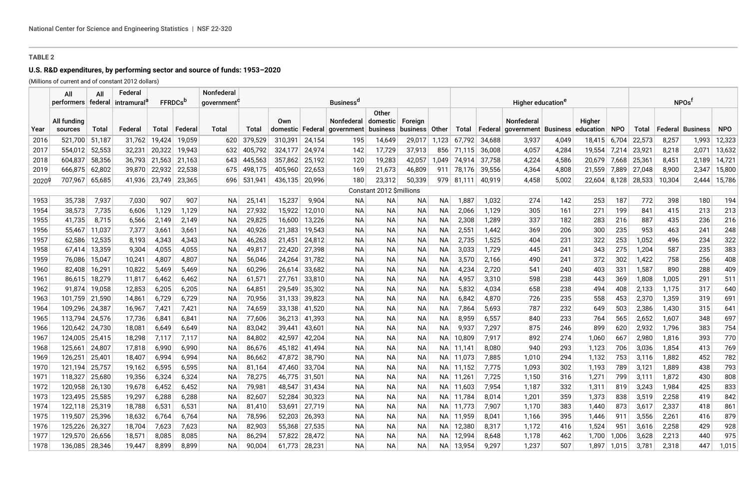**TABLE 2**

**U.S. R&D expenditures, by performing sector and source of funds: 1953–2020**

(Millions of current and of constant 2012 dollars)

| | All performers | All federal | Federal intramural[a] | FFRDCs[b] | | Nonfederal government[c] | Business[d] | | | | | | | Higher education[e] | | | | | | NPOs[f] | | | |
|---|---|---|---|---|---|---|---|---|---|---|---|---|---|---|---|---|---|---|---|---|---|---|---|
| Year | All funding sources | Total | Federal | Total | Federal | Total | Total | Own domestic | Federal | Nonfederal government | Other domestic business | Foreign business | Other | Total | Federal | Nonfederal government | Business | Higher education | NPO | Total | Federal | Business | NPO |
| 2016 | 521,700 | 51,187 | 31,762 | 19,424 | 19,059 | 620 | 379,529 | 310,391 | 24,154 | 195 | 14,649 | 29,017 | 1,123 | 67,792 | 34,688 | 3,937 | 4,049 | 18,415 | 6,704 | 22,573 | 8,257 | 1,993 | 12,323 |
| 2017 | 554,012 | 52,553 | 32,231 | 20,322 | 19,943 | 632 | 405,792 | 324,177 | 24,974 | 142 | 17,729 | 37,913 | 856 | 71,115 | 36,008 | 4,057 | 4,284 | 19,554 | 7,214 | 23,921 | 8,218 | 2,071 | 13,632 |
| 2018 | 604,837 | 58,356 | 36,793 | 21,563 | 21,163 | 643 | 445,563 | 357,862 | 25,192 | 120 | 19,283 | 42,057 | 1,049 | 74,914 | 37,758 | 4,224 | 4,586 | 20,679 | 7,668 | 25,361 | 8,451 | 2,189 | 14,721 |
| 2019 | 666,875 | 62,802 | 39,870 | 22,932 | 22,538 | 675 | 498,175 | 405,960 | 22,653 | 169 | 21,673 | 46,809 | 911 | 78,176 | 39,556 | 4,364 | 4,808 | 21,559 | 7,889 | 27,048 | 8,900 | 2,347 | 15,800 |
| 2020[g] | 707,967 | 65,685 | 41,936 | 23,749 | 23,365 | 696 | 531,941 | 436,135 | 20,996 | 180 | 23,312 | 50,339 | 979 | 81,111 | 40,919 | 4,458 | 5,002 | 22,604 | 8,128 | 28,533 | 10,304 | 2,444 | 15,786 |
| | | | | | | | | | | Constant 2012 $millions | | | | | | | | | | | | | |
| 1953 | 35,738 | 7,937 | 7,030 | 907 | 907 | NA | 25,141 | 15,237 | 9,904 | NA | NA | NA | NA | 1,887 | 1,032 | 274 | 142 | 253 | 187 | 772 | 398 | 180 | 194 |
| 1954 | 38,573 | 7,735 | 6,606 | 1,129 | 1,129 | NA | 27,932 | 15,922 | 12,010 | NA | NA | NA | NA | 2,066 | 1,129 | 305 | 161 | 271 | 199 | 841 | 415 | 213 | 213 |
| 1955 | 41,735 | 8,715 | 6,566 | 2,149 | 2,149 | NA | 29,825 | 16,600 | 13,226 | NA | NA | NA | NA | 2,308 | 1,289 | 337 | 182 | 283 | 216 | 887 | 435 | 236 | 216 |
| 1956 | 55,467 | 11,037 | 7,377 | 3,661 | 3,661 | NA | 40,926 | 21,383 | 19,543 | NA | NA | NA | NA | 2,551 | 1,442 | 369 | 206 | 300 | 235 | 953 | 463 | 241 | 248 |
| 1957 | 62,586 | 12,535 | 8,193 | 4,343 | 4,343 | NA | 46,263 | 21,451 | 24,812 | NA | NA | NA | NA | 2,735 | 1,525 | 404 | 231 | 322 | 253 | 1,052 | 496 | 234 | 322 |
| 1958 | 67,414 | 13,359 | 9,304 | 4,055 | 4,055 | NA | 49,817 | 22,420 | 27,398 | NA | NA | NA | NA | 3,033 | 1,729 | 445 | 241 | 343 | 275 | 1,204 | 587 | 235 | 383 |
| 1959 | 76,086 | 15,047 | 10,241 | 4,807 | 4,807 | NA | 56,046 | 24,264 | 31,782 | NA | NA | NA | NA | 3,570 | 2,166 | 490 | 241 | 372 | 302 | 1,422 | 758 | 256 | 408 |
| 1960 | 82,408 | 16,291 | 10,822 | 5,469 | 5,469 | NA | 60,296 | 26,614 | 33,682 | NA | NA | NA | NA | 4,234 | 2,720 | 541 | 240 | 403 | 331 | 1,587 | 890 | 288 | 409 |
| 1961 | 86,615 | 18,279 | 11,817 | 6,462 | 6,462 | NA | 61,571 | 27,761 | 33,810 | NA | NA | NA | NA | 4,957 | 3,310 | 598 | 238 | 443 | 369 | 1,808 | 1,005 | 291 | 511 |
| 1962 | 91,874 | 19,058 | 12,853 | 6,205 | 6,205 | NA | 64,851 | 29,549 | 35,302 | NA | NA | NA | NA | 5,832 | 4,034 | 658 | 238 | 494 | 408 | 2,133 | 1,175 | 317 | 640 |
| 1963 | 101,759 | 21,590 | 14,861 | 6,729 | 6,729 | NA | 70,956 | 31,133 | 39,823 | NA | NA | NA | NA | 6,842 | 4,870 | 726 | 235 | 558 | 453 | 2,370 | 1,359 | 319 | 691 |
| 1964 | 109,296 | 24,387 | 16,967 | 7,421 | 7,421 | NA | 74,659 | 33,138 | 41,520 | NA | NA | NA | NA | 7,864 | 5,693 | 787 | 232 | 649 | 503 | 2,386 | 1,430 | 315 | 641 |
| 1965 | 113,794 | 24,576 | 17,736 | 6,841 | 6,841 | NA | 77,606 | 36,213 | 41,393 | NA | NA | NA | NA | 8,959 | 6,557 | 840 | 233 | 764 | 565 | 2,652 | 1,607 | 348 | 697 |
| 1966 | 120,642 | 24,730 | 18,081 | 6,649 | 6,649 | NA | 83,042 | 39,441 | 43,601 | NA | NA | NA | NA | 9,937 | 7,297 | 875 | 246 | 899 | 620 | 2,932 | 1,796 | 383 | 754 |
| 1967 | 124,005 | 25,415 | 18,298 | 7,117 | 7,117 | NA | 84,802 | 42,597 | 42,204 | NA | NA | NA | NA | 10,809 | 7,917 | 892 | 274 | 1,060 | 667 | 2,980 | 1,816 | 393 | 770 |
| 1968 | 125,661 | 24,807 | 17,818 | 6,990 | 6,990 | NA | 86,676 | 45,182 | 41,494 | NA | NA | NA | NA | 11,141 | 8,080 | 940 | 293 | 1,123 | 706 | 3,036 | 1,854 | 413 | 769 |
| 1969 | 126,251 | 25,401 | 18,407 | 6,994 | 6,994 | NA | 86,662 | 47,872 | 38,790 | NA | NA | NA | NA | 11,073 | 7,885 | 1,010 | 294 | 1,132 | 753 | 3,116 | 1,882 | 452 | 782 |
| 1970 | 121,194 | 25,757 | 19,162 | 6,595 | 6,595 | NA | 81,164 | 47,460 | 33,704 | NA | NA | NA | NA | 11,152 | 7,775 | 1,093 | 302 | 1,193 | 789 | 3,121 | 1,889 | 438 | 793 |
| 1971 | 118,327 | 25,680 | 19,356 | 6,324 | 6,324 | NA | 78,275 | 46,775 | 31,501 | NA | NA | NA | NA | 11,261 | 7,725 | 1,150 | 316 | 1,271 | 799 | 3,111 | 1,872 | 430 | 808 |
| 1972 | 120,958 | 26,130 | 19,678 | 6,452 | 6,452 | NA | 79,981 | 48,547 | 31,434 | NA | NA | NA | NA | 11,603 | 7,954 | 1,187 | 332 | 1,311 | 819 | 3,243 | 1,984 | 425 | 833 |
| 1973 | 123,495 | 25,585 | 19,297 | 6,288 | 6,288 | NA | 82,607 | 52,284 | 30,323 | NA | NA | NA | NA | 11,784 | 8,014 | 1,201 | 359 | 1,373 | 838 | 3,519 | 2,258 | 419 | 842 |
| 1974 | 122,118 | 25,319 | 18,788 | 6,531 | 6,531 | NA | 81,410 | 53,691 | 27,719 | NA | NA | NA | NA | 11,773 | 7,907 | 1,170 | 383 | 1,440 | 873 | 3,617 | 2,337 | 418 | 861 |
| 1975 | 119,507 | 25,396 | 18,632 | 6,764 | 6,764 | NA | 78,596 | 52,203 | 26,393 | NA | NA | NA | NA | 11,959 | 8,041 | 1,166 | 395 | 1,446 | 911 | 3,556 | 2,261 | 416 | 879 |
| 1976 | 125,226 | 26,327 | 18,704 | 7,623 | 7,623 | NA | 82,903 | 55,368 | 27,535 | NA | NA | NA | NA | 12,380 | 8,317 | 1,172 | 416 | 1,524 | 951 | 3,616 | 2,258 | 429 | 928 |
| 1977 | 129,570 | 26,656 | 18,571 | 8,085 | 8,085 | NA | 86,294 | 57,822 | 28,472 | NA | NA | NA | NA | 12,994 | 8,648 | 1,178 | 462 | 1,700 | 1,006 | 3,628 | 2,213 | 440 | 975 |
| 1978 | 136,085 | 28,346 | 19,447 | 8,899 | 8,899 | NA | 90,004 | 61,773 | 28,231 | NA | NA | NA | NA | 13,954 | 9,297 | 1,237 | 507 | 1,897 | 1,015 | 3,781 | 2,318 | 447 | 1,015 |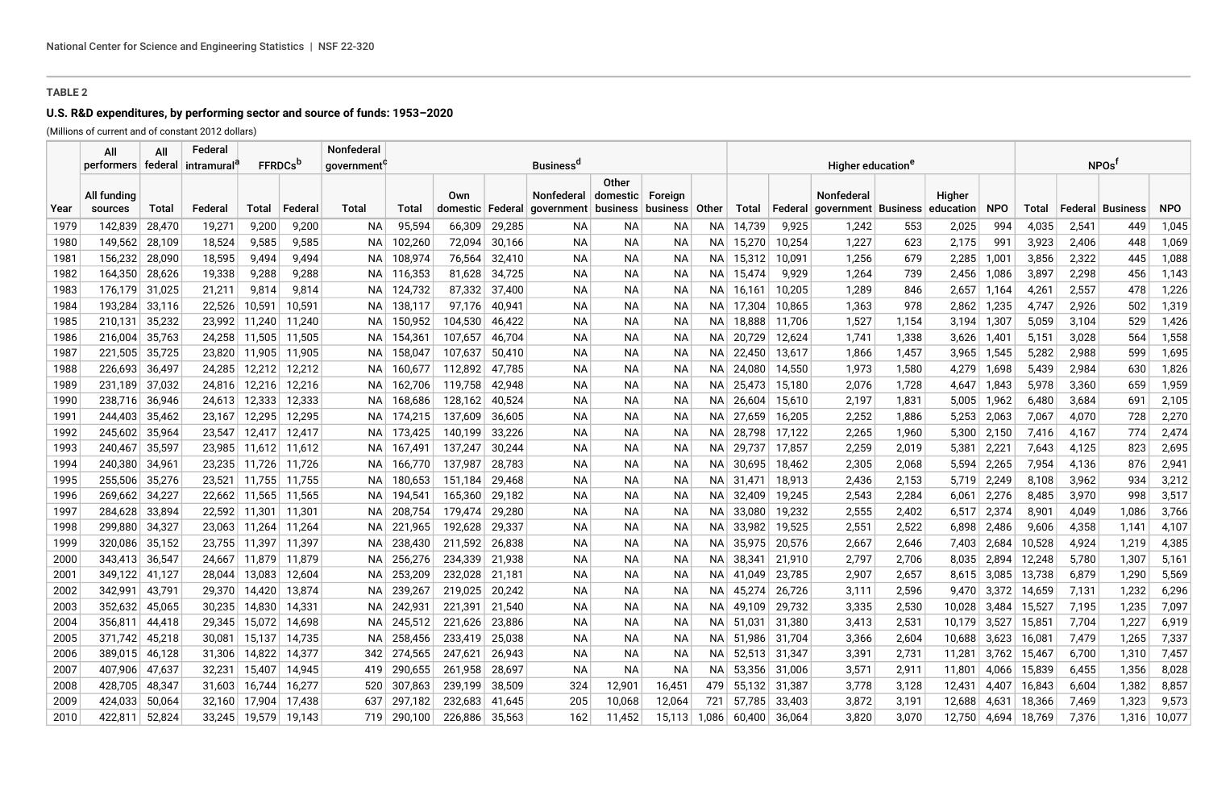**TABLE 2**

**U.S. R&D expenditures, by performing sector and source of funds: 1953–2020**

(Millions of current and of constant 2012 dollars)

| | All performers | All federal | Federal intramural[a] | FFRDCs[b] | | Nonfederal government[c] | Business[d] | | | | | | | Higher education[e] | | | | | | NPOs[f] | | | |
|---|---|---|---|---|---|---|---|---|---|---|---|---|---|---|---|---|---|---|---|---|---|---|---|
| Year | All funding sources | Total | Federal | Total | Federal | Total | Total | Own domestic | Federal | Nonfederal government | Other domestic business | Foreign business | Other | Total | Federal | Nonfederal government | Business | Higher education | NPO | Total | Federal | Business | NPO |
| 1979 | 142,839 | 28,470 | 19,271 | 9,200 | 9,200 | NA | 95,594 | 66,309 | 29,285 | NA | NA | NA | NA | 14,739 | 9,925 | 1,242 | 553 | 2,025 | 994 | 4,035 | 2,541 | 449 | 1,045 |
| 1980 | 149,562 | 28,109 | 18,524 | 9,585 | 9,585 | NA | 102,260 | 72,094 | 30,166 | NA | NA | NA | NA | 15,270 | 10,254 | 1,227 | 623 | 2,175 | 991 | 3,923 | 2,406 | 448 | 1,069 |
| 1981 | 156,232 | 28,090 | 18,595 | 9,494 | 9,494 | NA | 108,974 | 76,564 | 32,410 | NA | NA | NA | NA | 15,312 | 10,091 | 1,256 | 679 | 2,285 | 1,001 | 3,856 | 2,322 | 445 | 1,088 |
| 1982 | 164,350 | 28,626 | 19,338 | 9,288 | 9,288 | NA | 116,353 | 81,628 | 34,725 | NA | NA | NA | NA | 15,474 | 9,929 | 1,264 | 739 | 2,456 | 1,086 | 3,897 | 2,298 | 456 | 1,143 |
| 1983 | 176,179 | 31,025 | 21,211 | 9,814 | 9,814 | NA | 124,732 | 87,332 | 37,400 | NA | NA | NA | NA | 16,161 | 10,205 | 1,289 | 846 | 2,657 | 1,164 | 4,261 | 2,557 | 478 | 1,226 |
| 1984 | 193,284 | 33,116 | 22,526 | 10,591 | 10,591 | NA | 138,117 | 97,176 | 40,941 | NA | NA | NA | NA | 17,304 | 10,865 | 1,363 | 978 | 2,862 | 1,235 | 4,747 | 2,926 | 502 | 1,319 |
| 1985 | 210,131 | 35,232 | 23,992 | 11,240 | 11,240 | NA | 150,952 | 104,530 | 46,422 | NA | NA | NA | NA | 18,888 | 11,706 | 1,527 | 1,154 | 3,194 | 1,307 | 5,059 | 3,104 | 529 | 1,426 |
| 1986 | 216,004 | 35,763 | 24,258 | 11,505 | 11,505 | NA | 154,361 | 107,657 | 46,704 | NA | NA | NA | NA | 20,729 | 12,624 | 1,741 | 1,338 | 3,626 | 1,401 | 5,151 | 3,028 | 564 | 1,558 |
| 1987 | 221,505 | 35,725 | 23,820 | 11,905 | 11,905 | NA | 158,047 | 107,637 | 50,410 | NA | NA | NA | NA | 22,450 | 13,617 | 1,866 | 1,457 | 3,965 | 1,545 | 5,282 | 2,988 | 599 | 1,695 |
| 1988 | 226,693 | 36,497 | 24,285 | 12,212 | 12,212 | NA | 160,677 | 112,892 | 47,785 | NA | NA | NA | NA | 24,080 | 14,550 | 1,973 | 1,580 | 4,279 | 1,698 | 5,439 | 2,984 | 630 | 1,826 |
| 1989 | 231,189 | 37,032 | 24,816 | 12,216 | 12,216 | NA | 162,706 | 119,758 | 42,948 | NA | NA | NA | NA | 25,473 | 15,180 | 2,076 | 1,728 | 4,647 | 1,843 | 5,978 | 3,360 | 659 | 1,959 |
| 1990 | 238,716 | 36,946 | 24,613 | 12,333 | 12,333 | NA | 168,686 | 128,162 | 40,524 | NA | NA | NA | NA | 26,604 | 15,610 | 2,197 | 1,831 | 5,005 | 1,962 | 6,480 | 3,684 | 691 | 2,105 |
| 1991 | 244,403 | 35,462 | 23,167 | 12,295 | 12,295 | NA | 174,215 | 137,609 | 36,605 | NA | NA | NA | NA | 27,659 | 16,205 | 2,252 | 1,886 | 5,253 | 2,063 | 7,067 | 4,070 | 728 | 2,270 |
| 1992 | 245,602 | 35,964 | 23,547 | 12,417 | 12,417 | NA | 173,425 | 140,199 | 33,226 | NA | NA | NA | NA | 28,798 | 17,122 | 2,265 | 1,960 | 5,300 | 2,150 | 7,416 | 4,167 | 774 | 2,474 |
| 1993 | 240,467 | 35,597 | 23,985 | 11,612 | 11,612 | NA | 167,491 | 137,247 | 30,244 | NA | NA | NA | NA | 29,737 | 17,857 | 2,259 | 2,019 | 5,381 | 2,221 | 7,643 | 4,125 | 823 | 2,695 |
| 1994 | 240,380 | 34,961 | 23,235 | 11,726 | 11,726 | NA | 166,770 | 137,987 | 28,783 | NA | NA | NA | NA | 30,695 | 18,462 | 2,305 | 2,068 | 5,594 | 2,265 | 7,954 | 4,136 | 876 | 2,941 |
| 1995 | 255,506 | 35,276 | 23,521 | 11,755 | 11,755 | NA | 180,653 | 151,184 | 29,468 | NA | NA | NA | NA | 31,471 | 18,913 | 2,436 | 2,153 | 5,719 | 2,249 | 8,108 | 3,962 | 934 | 3,212 |
| 1996 | 269,662 | 34,227 | 22,662 | 11,565 | 11,565 | NA | 194,541 | 165,360 | 29,182 | NA | NA | NA | NA | 32,409 | 19,245 | 2,543 | 2,284 | 6,061 | 2,276 | 8,485 | 3,970 | 998 | 3,517 |
| 1997 | 284,628 | 33,894 | 22,592 | 11,301 | 11,301 | NA | 208,754 | 179,474 | 29,280 | NA | NA | NA | NA | 33,080 | 19,232 | 2,555 | 2,402 | 6,517 | 2,374 | 8,901 | 4,049 | 1,086 | 3,766 |
| 1998 | 299,880 | 34,327 | 23,063 | 11,264 | 11,264 | NA | 221,965 | 192,628 | 29,337 | NA | NA | NA | NA | 33,982 | 19,525 | 2,551 | 2,522 | 6,898 | 2,486 | 9,606 | 4,358 | 1,141 | 4,107 |
| 1999 | 320,086 | 35,152 | 23,755 | 11,397 | 11,397 | NA | 238,430 | 211,592 | 26,838 | NA | NA | NA | NA | 35,975 | 20,576 | 2,667 | 2,646 | 7,403 | 2,684 | 10,528 | 4,924 | 1,219 | 4,385 |
| 2000 | 343,413 | 36,547 | 24,667 | 11,879 | 11,879 | NA | 256,276 | 234,339 | 21,938 | NA | NA | NA | NA | 38,341 | 21,910 | 2,797 | 2,706 | 8,035 | 2,894 | 12,248 | 5,780 | 1,307 | 5,161 |
| 2001 | 349,122 | 41,127 | 28,044 | 13,083 | 12,604 | NA | 253,209 | 232,028 | 21,181 | NA | NA | NA | NA | 41,049 | 23,785 | 2,907 | 2,657 | 8,615 | 3,085 | 13,738 | 6,879 | 1,290 | 5,569 |
| 2002 | 342,991 | 43,791 | 29,370 | 14,420 | 13,874 | NA | 239,267 | 219,025 | 20,242 | NA | NA | NA | NA | 45,274 | 26,726 | 3,111 | 2,596 | 9,470 | 3,372 | 14,659 | 7,131 | 1,232 | 6,296 |
| 2003 | 352,632 | 45,065 | 30,235 | 14,830 | 14,331 | NA | 242,931 | 221,391 | 21,540 | NA | NA | NA | NA | 49,109 | 29,732 | 3,335 | 2,530 | 10,028 | 3,484 | 15,527 | 7,195 | 1,235 | 7,097 |
| 2004 | 356,811 | 44,418 | 29,345 | 15,072 | 14,698 | NA | 245,512 | 221,626 | 23,886 | NA | NA | NA | NA | 51,031 | 31,380 | 3,413 | 2,531 | 10,179 | 3,527 | 15,851 | 7,704 | 1,227 | 6,919 |
| 2005 | 371,742 | 45,218 | 30,081 | 15,137 | 14,735 | NA | 258,456 | 233,419 | 25,038 | NA | NA | NA | NA | 51,986 | 31,704 | 3,366 | 2,604 | 10,688 | 3,623 | 16,081 | 7,479 | 1,265 | 7,337 |
| 2006 | 389,015 | 46,128 | 31,306 | 14,822 | 14,377 | 342 | 274,565 | 247,621 | 26,943 | NA | NA | NA | NA | 52,513 | 31,347 | 3,391 | 2,731 | 11,281 | 3,762 | 15,467 | 6,700 | 1,310 | 7,457 |
| 2007 | 407,906 | 47,637 | 32,231 | 15,407 | 14,945 | 419 | 290,655 | 261,958 | 28,697 | NA | NA | NA | NA | 53,356 | 31,006 | 3,571 | 2,911 | 11,801 | 4,066 | 15,839 | 6,455 | 1,356 | 8,028 |
| 2008 | 428,705 | 48,347 | 31,603 | 16,744 | 16,277 | 520 | 307,863 | 239,199 | 38,509 | 324 | 12,901 | 16,451 | 479 | 55,132 | 31,387 | 3,778 | 3,128 | 12,431 | 4,407 | 16,843 | 6,604 | 1,382 | 8,857 |
| 2009 | 424,033 | 50,064 | 32,160 | 17,904 | 17,438 | 637 | 297,182 | 232,683 | 41,645 | 205 | 10,068 | 12,064 | 721 | 57,785 | 33,403 | 3,872 | 3,191 | 12,688 | 4,631 | 18,366 | 7,469 | 1,323 | 9,573 |
| 2010 | 422,811 | 52,824 | 33,245 | 19,579 | 19,143 | 719 | 290,100 | 226,886 | 35,563 | 162 | 11,452 | 15,113 | 1,086 | 60,400 | 36,064 | 3,820 | 3,070 | 12,750 | 4,694 | 18,769 | 7,376 | 1,316 | 10,077 |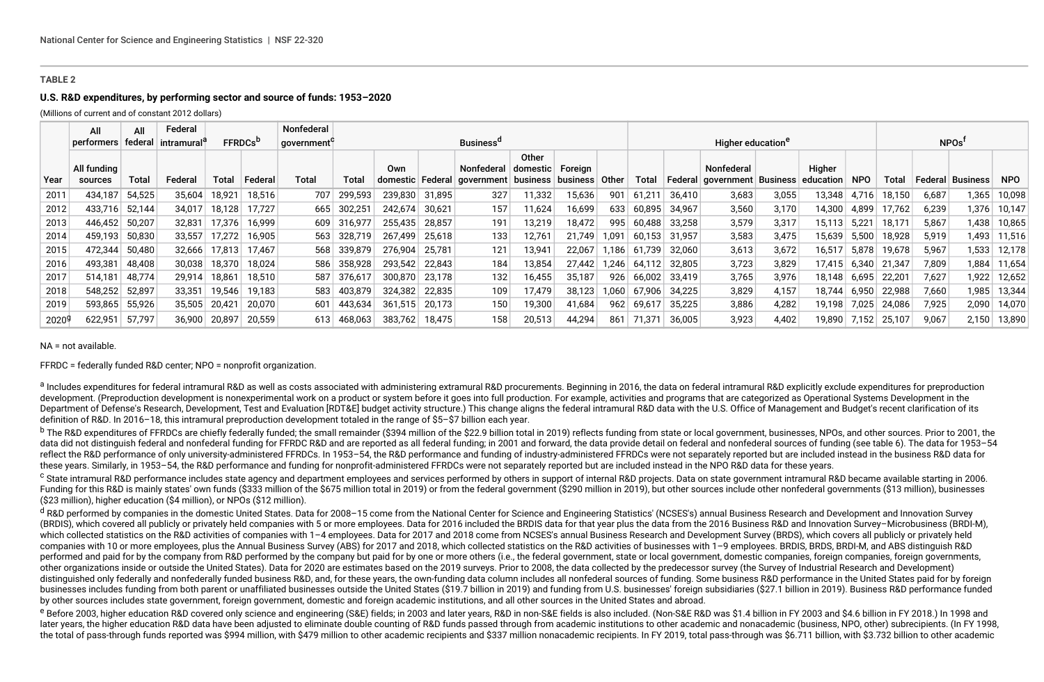**TABLE 2**

**U.S. R&D expenditures, by performing sector and source of funds: 1953–2020**

(Millions of current and of constant 2012 dollars)

| | All performers | All federal | Federal intramural[a] | FFRDCs[b] | | Nonfederal government[c] | Business[d] | | | | | | | Higher education[e] | | | | | | NPOs[f] | | | |
|---|---|---|---|---|---|---|---|---|---|---|---|---|---|---|---|---|---|---|---|---|---|---|---|
| Year | All funding sources | Total | Federal | Total | Federal | Total | Total | Own domestic | Federal | Nonfederal government | Other domestic business | Foreign business | Other | Total | Federal | Nonfederal government | Business | Higher education | NPO | Total | Federal | Business | NPO |
| 2011 | 434,187 | 54,525 | 35,604 | 18,921 | 18,516 | 707 | 299,593 | 239,830 | 31,895 | 327 | 11,332 | 15,636 | 901 | 61,211 | 36,410 | 3,683 | 3,055 | 13,348 | 4,716 | 18,150 | 6,687 | 1,365 | 10,098 |
| 2012 | 433,716 | 52,144 | 34,017 | 18,128 | 17,727 | 665 | 302,251 | 242,674 | 30,621 | 157 | 11,624 | 16,699 | 633 | 60,895 | 34,967 | 3,560 | 3,170 | 14,300 | 4,899 | 17,762 | 6,239 | 1,376 | 10,147 |
| 2013 | 446,452 | 50,207 | 32,831 | 17,376 | 16,999 | 609 | 316,977 | 255,435 | 28,857 | 191 | 13,219 | 18,472 | 995 | 60,488 | 33,258 | 3,579 | 3,317 | 15,113 | 5,221 | 18,171 | 5,867 | 1,438 | 10,865 |
| 2014 | 459,193 | 50,830 | 33,557 | 17,272 | 16,905 | 563 | 328,719 | 267,499 | 25,618 | 133 | 12,761 | 21,749 | 1,091 | 60,153 | 31,957 | 3,583 | 3,475 | 15,639 | 5,500 | 18,928 | 5,919 | 1,493 | 11,516 |
| 2015 | 472,344 | 50,480 | 32,666 | 17,813 | 17,467 | 568 | 339,879 | 276,904 | 25,781 | 121 | 13,941 | 22,067 | 1,186 | 61,739 | 32,060 | 3,613 | 3,672 | 16,517 | 5,878 | 19,678 | 5,967 | 1,533 | 12,178 |
| 2016 | 493,381 | 48,408 | 30,038 | 18,370 | 18,024 | 586 | 358,928 | 293,542 | 22,843 | 184 | 13,854 | 27,442 | 1,246 | 64,112 | 32,805 | 3,723 | 3,829 | 17,415 | 6,340 | 21,347 | 7,809 | 1,884 | 11,654 |
| 2017 | 514,181 | 48,774 | 29,914 | 18,861 | 18,510 | 587 | 376,617 | 300,870 | 23,178 | 132 | 16,455 | 35,187 | 926 | 66,002 | 33,419 | 3,765 | 3,976 | 18,148 | 6,695 | 22,201 | 7,627 | 1,922 | 12,652 |
| 2018 | 548,252 | 52,897 | 33,351 | 19,546 | 19,183 | 583 | 403,879 | 324,382 | 22,835 | 109 | 17,479 | 38,123 | 1,060 | 67,906 | 34,225 | 3,829 | 4,157 | 18,744 | 6,950 | 22,988 | 7,660 | 1,985 | 13,344 |
| 2019 | 593,865 | 55,926 | 35,505 | 20,421 | 20,070 | 601 | 443,634 | 361,515 | 20,173 | 150 | 19,300 | 41,684 | 962 | 69,617 | 35,225 | 3,886 | 4,282 | 19,198 | 7,025 | 24,086 | 7,925 | 2,090 | 14,070 |
| 2020[g] | 622,951 | 57,797 | 36,900 | 20,897 | 20,559 | 613 | 468,063 | 383,762 | 18,475 | 158 | 20,513 | 44,294 | 861 | 71,371 | 36,005 | 3,923 | 4,402 | 19,890 | 7,152 | 25,107 | 9,067 | 2,150 | 13,890 |

NA = not available.

FFRDC = federally funded R&D center; NPO = nonprofit organization.

[a] Includes expenditures for federal intramural R&D as well as costs associated with administering extramural R&D procurements. Beginning in 2016, the data on federal intramural R&D explicitly exclude expenditures for preproduction development. (Preproduction development is nonexperimental work on a product or system before it goes into full production. For example, activities and programs that are categorized as Operational Systems Development in the Department of Defense's Research, Development, Test and Evaluation [RDT&E] budget activity structure.) This change aligns the federal intramural R&D data with the U.S. Office of Management and Budget's recent clarification of its definition of R&D. In 2016–18, this intramural preproduction development totaled in the range of $5–$7 billion each year.

[b] The R&D expenditures of FFRDCs are chiefly federally funded; the small remainder ($394 million of the $22.9 billion total in 2019) reflects funding from state or local government, businesses, NPOs, and other sources. Prior to 2001, the data did not distinguish federal and nonfederal funding for FFRDC R&D and are reported as all federal funding; in 2001 and forward, the data provide detail on federal and nonfederal sources of funding (see table 6). The data for 1953–54 reflect the R&D performance of only university-administered FFRDCs. In 1953–54, the R&D performance and funding of industry-administered FFRDCs were not separately reported but are included instead in the business R&D data for these years. Similarly, in 1953–54, the R&D performance and funding for nonprofit-administered FFRDCs were not separately reported but are included instead in the NPO R&D data for these years.

[c] State intramural R&D performance includes state agency and department employees and services performed by others in support of internal R&D projects. Data on state government intramural R&D became available starting in 2006. Funding for this R&D is mainly states' own funds ($333 million of the $675 million total in 2019) or from the federal government ($290 million in 2019), but other sources include other nonfederal governments ($13 million), businesses ($23 million), higher education ($4 million), or NPOs ($12 million).

[d] R&D performed by companies in the domestic United States. Data for 2008–15 come from the National Center for Science and Engineering Statistics' (NCSES's) annual Business Research and Development and Innovation Survey (BRDIS), which covered all publicly or privately held companies with 5 or more employees. Data for 2016 included the BRDIS data for that year plus the data from the 2016 Business R&D and Innovation Survey–Microbusiness (BRDI-M), which collected statistics on the R&D activities of companies with 1–4 employees. Data for 2017 and 2018 come from NCSES's annual Business Research and Development Survey (BRDS), which covers all publicly or privately held companies with 10 or more employees, plus the Annual Business Survey (ABS) for 2017 and 2018, which collected statistics on the R&D activities of businesses with 1–9 employees. BRDIS, BRDS, BRDI-M, and ABS distinguish R&D performed and paid for by the company from R&D performed by the company but paid for by one or more others (i.e., the federal government, state or local government, domestic companies, foreign companies, foreign governments, other organizations inside or outside the United States). Data for 2020 are estimates based on the 2019 surveys. Prior to 2008, the data collected by the predecessor survey (the Survey of Industrial Research and Development) distinguished only federally and nonfederally funded business R&D, and, for these years, the own-funding data column includes all nonfederal sources of funding. Some business R&D performance in the United States paid for by foreign businesses includes funding from both parent or unaffiliated businesses outside the United States ($19.7 billion in 2019) and funding from U.S. businesses' foreign subsidiaries ($27.1 billion in 2019). Business R&D performance funded by other sources includes state government, foreign government, domestic and foreign academic institutions, and all other sources in the United States and abroad.

[e] Before 2003, higher education R&D covered only science and engineering (S&E) fields; in 2003 and later years, R&D in non-S&E fields is also included. (Non-S&E R&D was $1.4 billion in FY 2003 and $4.6 billion in FY 2018.) In 1998 and later years, the higher education R&D data have been adjusted to eliminate double counting of R&D funds passed through from academic institutions to other academic and nonacademic (business, NPO, other) subrecipients. (In FY 1998, the total of pass-through funds reported was $994 million, with $479 million to other academic recipients and $337 million nonacademic recipients. In FY 2019, total pass-through was $6.711 billion, with $3.732 billion to other academic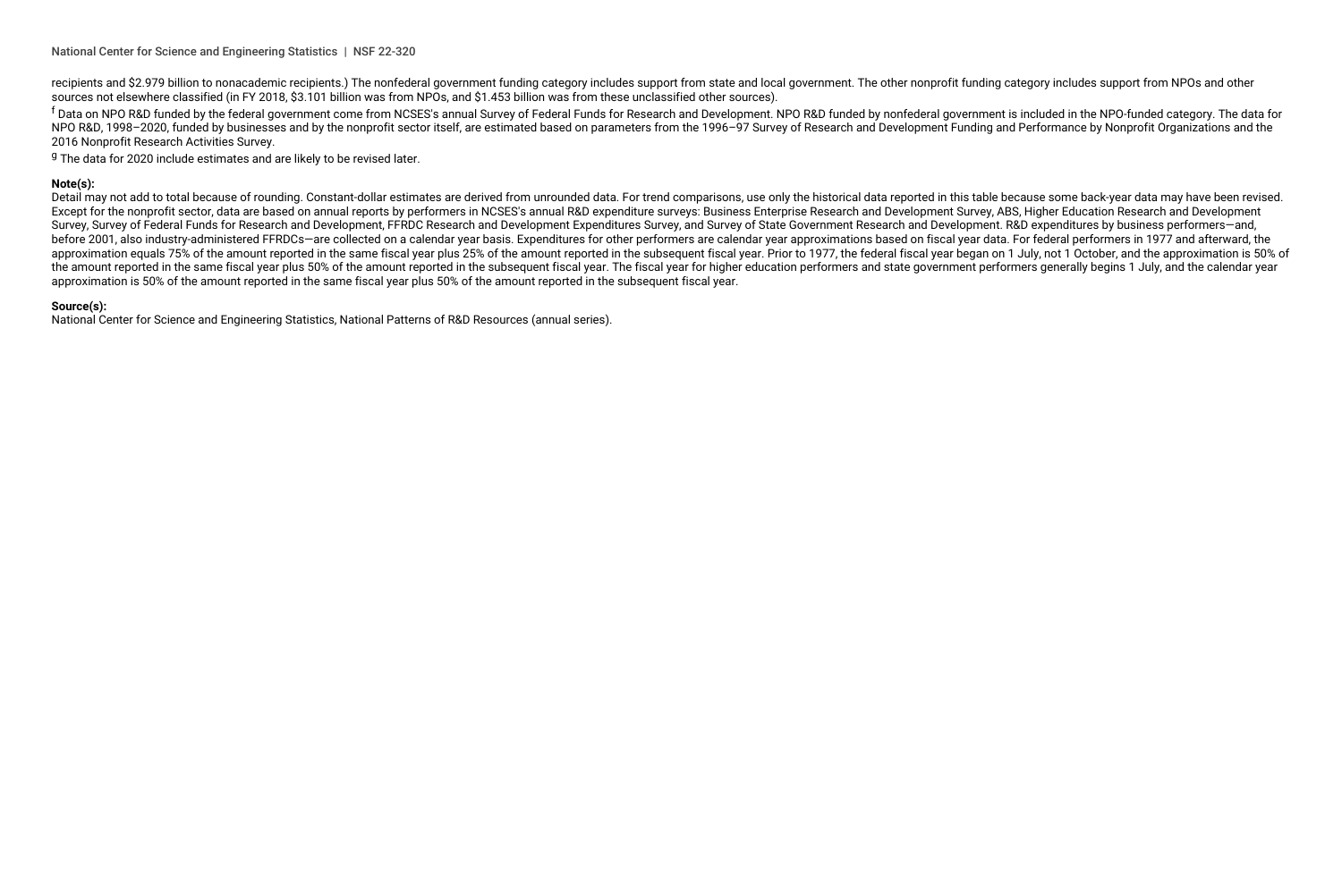recipients and $2.979 billion to nonacademic recipients.) The nonfederal government funding category includes support from state and local government. The other nonprofit funding category includes support from NPOs and other sources not elsewhere classified (in FY 2018, $3.101 billion was from NPOs, and $1.453 billion was from these unclassified other sources).

[f] Data on NPO R&D funded by the federal government come from NCSES's annual Survey of Federal Funds for Research and Development. NPO R&D funded by nonfederal government is included in the NPO-funded category. The data for NPO R&D, 1998–2020, funded by businesses and by the nonprofit sector itself, are estimated based on parameters from the 1996–97 Survey of Research and Development Funding and Performance by Nonprofit Organizations and the 2016 Nonprofit Research Activities Survey.

[g] The data for 2020 include estimates and are likely to be revised later.

**Note(s):**
Detail may not add to total because of rounding. Constant-dollar estimates are derived from unrounded data. For trend comparisons, use only the historical data reported in this table because some back-year data may have been revised. Except for the nonprofit sector, data are based on annual reports by performers in NCSES's annual R&D expenditure surveys: Business Enterprise Research and Development Survey, ABS, Higher Education Research and Development Survey, Survey of Federal Funds for Research and Development, FFRDC Research and Development Expenditures Survey, and Survey of State Government Research and Development. R&D expenditures by business performers—and, before 2001, also industry-administered FFRDCs—are collected on a calendar year basis. Expenditures for other performers are calendar year approximations based on fiscal year data. For federal performers in 1977 and afterward, the approximation equals 75% of the amount reported in the same fiscal year plus 25% of the amount reported in the subsequent fiscal year. Prior to 1977, the federal fiscal year began on 1 July, not 1 October, and the approximation is 50% of the amount reported in the same fiscal year plus 50% of the amount reported in the subsequent fiscal year. The fiscal year for higher education performers and state government performers generally begins 1 July, and the calendar year approximation is 50% of the amount reported in the same fiscal year plus 50% of the amount reported in the subsequent fiscal year.

**Source(s):**
National Center for Science and Engineering Statistics, National Patterns of R&D Resources (annual series).